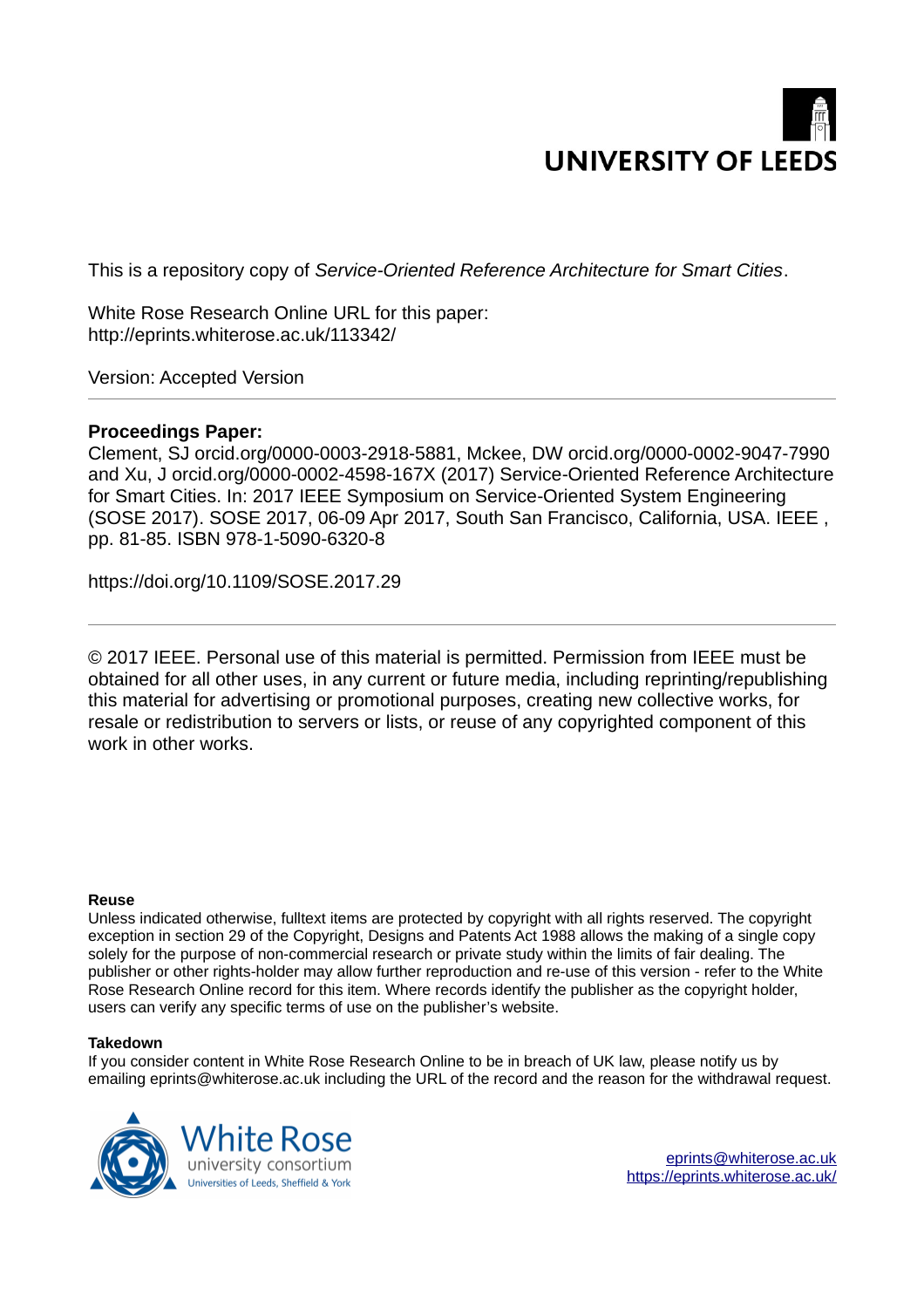UNIVERSITY OF LEEDS

This is a repository copy of *Service-Oriented Reference Architecture for Smart Cities*.

White Rose Research Online URL for this paper:
http://eprints.whiterose.ac.uk/113342/

Version: Accepted Version

---

**Proceedings Paper:**
Clement, SJ orcid.org/0000-0003-2918-5881, Mckee, DW orcid.org/0000-0002-9047-7990 and Xu, J orcid.org/0000-0002-4598-167X (2017) Service-Oriented Reference Architecture for Smart Cities. In: 2017 IEEE Symposium on Service-Oriented System Engineering (SOSE 2017). SOSE 2017, 06-09 Apr 2017, South San Francisco, California, USA. IEEE , pp. 81-85. ISBN 978-1-5090-6320-8

https://doi.org/10.1109/SOSE.2017.29

---

© 2017 IEEE. Personal use of this material is permitted. Permission from IEEE must be obtained for all other uses, in any current or future media, including reprinting/republishing this material for advertising or promotional purposes, creating new collective works, for resale or redistribution to servers or lists, or reuse of any copyrighted component of this work in other works.

**Reuse**
Unless indicated otherwise, fulltext items are protected by copyright with all rights reserved. The copyright exception in section 29 of the Copyright, Designs and Patents Act 1988 allows the making of a single copy solely for the purpose of non-commercial research or private study within the limits of fair dealing. The publisher or other rights-holder may allow further reproduction and re-use of this version - refer to the White Rose Research Online record for this item. Where records identify the publisher as the copyright holder, users can verify any specific terms of use on the publisher's website.

**Takedown**
If you consider content in White Rose Research Online to be in breach of UK law, please notify us by emailing eprints@whiterose.ac.uk including the URL of the record and the reason for the withdrawal request.

White Rose university consortium
Universities of Leeds, Sheffield & York

eprints@whiterose.ac.uk
https://eprints.whiterose.ac.uk/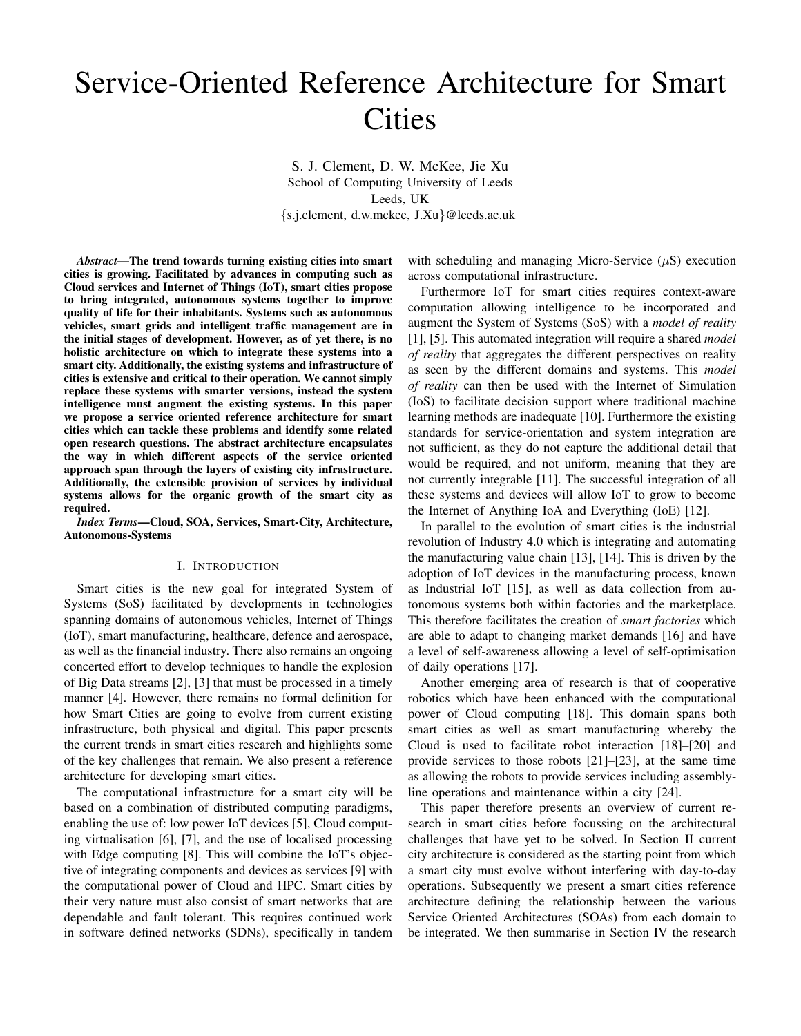# Service-Oriented Reference Architecture for Smart Cities

S. J. Clement, D. W. McKee, Jie Xu
School of Computing University of Leeds
Leeds, UK
{s.j.clement, d.w.mckee, J.Xu}@leeds.ac.uk

***Abstract*—The trend towards turning existing cities into smart cities is growing. Facilitated by advances in computing such as Cloud services and Internet of Things (IoT), smart cities propose to bring integrated, autonomous systems together to improve quality of life for their inhabitants. Systems such as autonomous vehicles, smart grids and intelligent traffic management are in the initial stages of development. However, as of yet there, is no holistic architecture on which to integrate these systems into a smart city. Additionally, the existing systems and infrastructure of cities is extensive and critical to their operation. We cannot simply replace these systems with smarter versions, instead the system intelligence must augment the existing systems. In this paper we propose a service oriented reference architecture for smart cities which can tackle these problems and identify some related open research questions. The abstract architecture encapsulates the way in which different aspects of the service oriented approach span through the layers of existing city infrastructure. Additionally, the extensible provision of services by individual systems allows for the organic growth of the smart city as required.**

***Index Terms*—Cloud, SOA, Services, Smart-City, Architecture, Autonomous-Systems**

## I. Introduction

Smart cities is the new goal for integrated System of Systems (SoS) facilitated by developments in technologies spanning domains of autonomous vehicles, Internet of Things (IoT), smart manufacturing, healthcare, defence and aerospace, as well as the financial industry. There also remains an ongoing concerted effort to develop techniques to handle the explosion of Big Data streams [2], [3] that must be processed in a timely manner [4]. However, there remains no formal definition for how Smart Cities are going to evolve from current existing infrastructure, both physical and digital. This paper presents the current trends in smart cities research and highlights some of the key challenges that remain. We also present a reference architecture for developing smart cities.

The computational infrastructure for a smart city will be based on a combination of distributed computing paradigms, enabling the use of: low power IoT devices [5], Cloud computing virtualisation [6], [7], and the use of localised processing with Edge computing [8]. This will combine the IoT's objective of integrating components and devices as services [9] with the computational power of Cloud and HPC. Smart cities by their very nature must also consist of smart networks that are dependable and fault tolerant. This requires continued work in software defined networks (SDNs), specifically in tandem with scheduling and managing Micro-Service ($\mu$S) execution across computational infrastructure.

Furthermore IoT for smart cities requires context-aware computation allowing intelligence to be incorporated and augment the System of Systems (SoS) with a *model of reality* [1], [5]. This automated integration will require a shared *model of reality* that aggregates the different perspectives on reality as seen by the different domains and systems. This *model of reality* can then be used with the Internet of Simulation (IoS) to facilitate decision support where traditional machine learning methods are inadequate [10]. Furthermore the existing standards for service-orientation and system integration are not sufficient, as they do not capture the additional detail that would be required, and not uniform, meaning that they are not currently integrable [11]. The successful integration of all these systems and devices will allow IoT to grow to become the Internet of Anything IoA and Everything (IoE) [12].

In parallel to the evolution of smart cities is the industrial revolution of Industry 4.0 which is integrating and automating the manufacturing value chain [13], [14]. This is driven by the adoption of IoT devices in the manufacturing process, known as Industrial IoT [15], as well as data collection from autonomous systems both within factories and the marketplace. This therefore facilitates the creation of *smart factories* which are able to adapt to changing market demands [16] and have a level of self-awareness allowing a level of self-optimisation of daily operations [17].

Another emerging area of research is that of cooperative robotics which have been enhanced with the computational power of Cloud computing [18]. This domain spans both smart cities as well as smart manufacturing whereby the Cloud is used to facilitate robot interaction [18]–[20] and provide services to those robots [21]–[23], at the same time as allowing the robots to provide services including assembly-line operations and maintenance within a city [24].

This paper therefore presents an overview of current research in smart cities before focussing on the architectural challenges that have yet to be solved. In Section II current city architecture is considered as the starting point from which a smart city must evolve without interfering with day-to-day operations. Subsequently we present a smart cities reference architecture defining the relationship between the various Service Oriented Architectures (SOAs) from each domain to be integrated. We then summarise in Section IV the research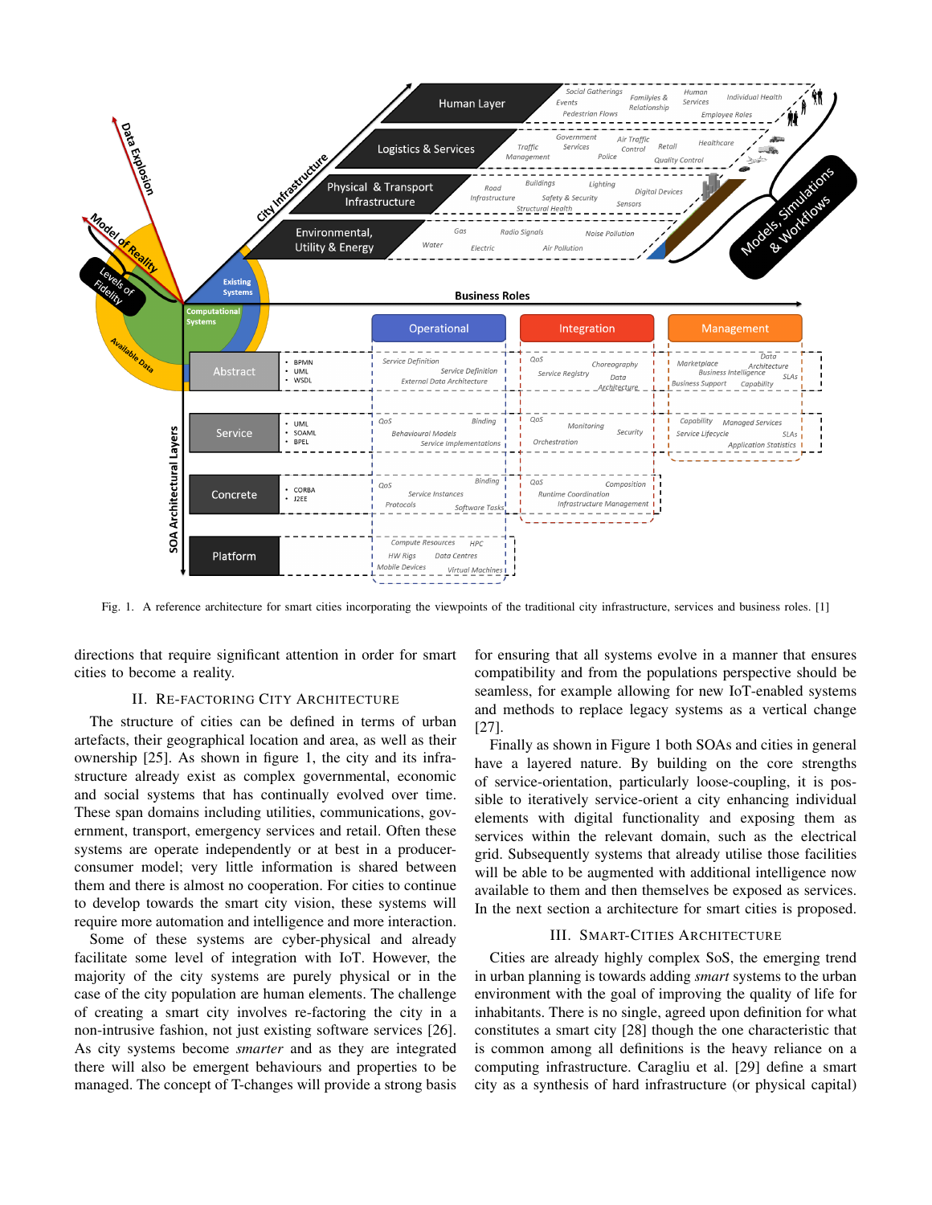Fig. 1. A reference architecture for smart cities incorporating the viewpoints of the traditional city infrastructure, services and business roles. [1]

directions that require significant attention in order for smart cities to become a reality.

## II. Re-factoring City Architecture

The structure of cities can be defined in terms of urban artefacts, their geographical location and area, as well as their ownership [25]. As shown in figure 1, the city and its infrastructure already exist as complex governmental, economic and social systems that has continually evolved over time. These span domains including utilities, communications, government, transport, emergency services and retail. Often these systems are operate independently or at best in a producer-consumer model; very little information is shared between them and there is almost no cooperation. For cities to continue to develop towards the smart city vision, these systems will require more automation and intelligence and more interaction.

Some of these systems are cyber-physical and already facilitate some level of integration with IoT. However, the majority of the city systems are purely physical or in the case of the city population are human elements. The challenge of creating a smart city involves re-factoring the city in a non-intrusive fashion, not just existing software services [26]. As city systems become *smarter* and as they are integrated there will also be emergent behaviours and properties to be managed. The concept of T-changes will provide a strong basis for ensuring that all systems evolve in a manner that ensures compatibility and from the populations perspective should be seamless, for example allowing for new IoT-enabled systems and methods to replace legacy systems as a vertical change [27].

Finally as shown in Figure 1 both SOAs and cities in general have a layered nature. By building on the core strengths of service-orientation, particularly loose-coupling, it is possible to iteratively service-orient a city enhancing individual elements with digital functionality and exposing them as services within the relevant domain, such as the electrical grid. Subsequently systems that already utilise those facilities will be able to be augmented with additional intelligence now available to them and then themselves be exposed as services. In the next section a architecture for smart cities is proposed.

## III. Smart-Cities Architecture

Cities are already highly complex SoS, the emerging trend in urban planning is towards adding *smart* systems to the urban environment with the goal of improving the quality of life for inhabitants. There is no single, agreed upon definition for what constitutes a smart city [28] though the one characteristic that is common among all definitions is the heavy reliance on a computing infrastructure. Caragliu et al. [29] define a smart city as a synthesis of hard infrastructure (or physical capital)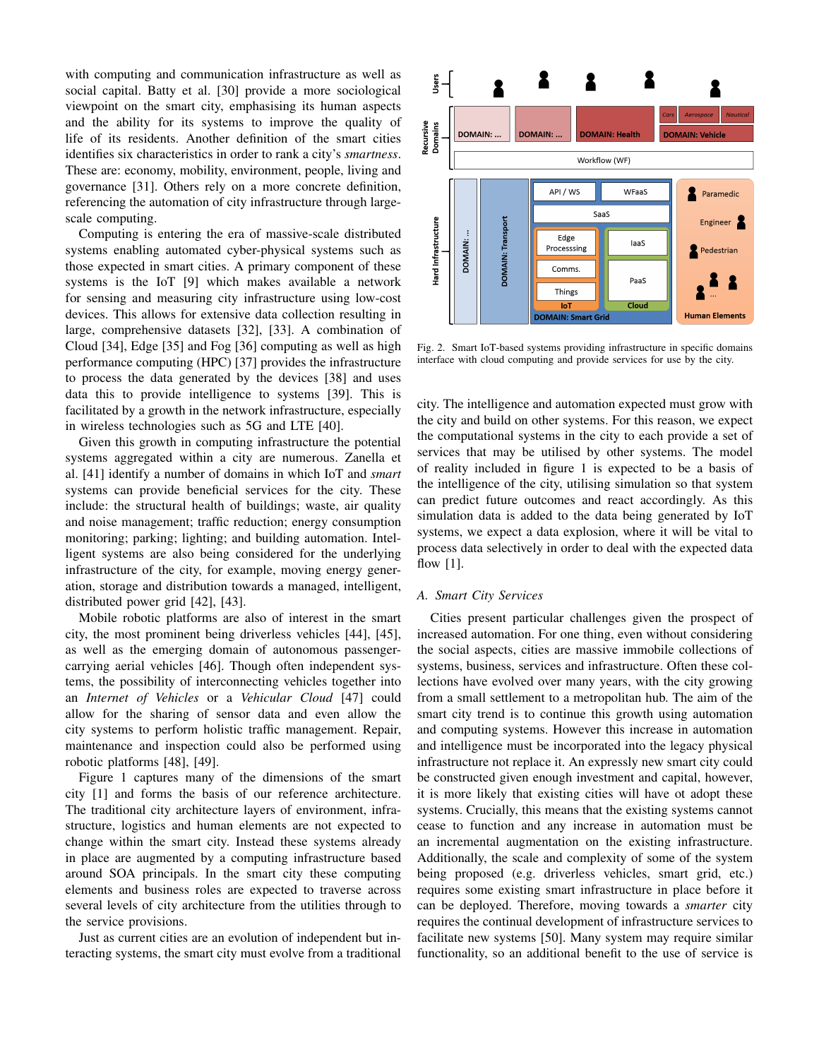with computing and communication infrastructure as well as social capital. Batty et al. [30] provide a more sociological viewpoint on the smart city, emphasising its human aspects and the ability for its systems to improve the quality of life of its residents. Another definition of the smart cities identifies six characteristics in order to rank a city's *smartness*. These are: economy, mobility, environment, people, living and governance [31]. Others rely on a more concrete definition, referencing the automation of city infrastructure through large-scale computing.

Computing is entering the era of massive-scale distributed systems enabling automated cyber-physical systems such as those expected in smart cities. A primary component of these systems is the IoT [9] which makes available a network for sensing and measuring city infrastructure using low-cost devices. This allows for extensive data collection resulting in large, comprehensive datasets [32], [33]. A combination of Cloud [34], Edge [35] and Fog [36] computing as well as high performance computing (HPC) [37] provides the infrastructure to process the data generated by the devices [38] and uses data this to provide intelligence to systems [39]. This is facilitated by a growth in the network infrastructure, especially in wireless technologies such as 5G and LTE [40].

Given this growth in computing infrastructure the potential systems aggregated within a city are numerous. Zanella et al. [41] identify a number of domains in which IoT and *smart* systems can provide beneficial services for the city. These include: the structural health of buildings; waste, air quality and noise management; traffic reduction; energy consumption monitoring; parking; lighting; and building automation. Intelligent systems are also being considered for the underlying infrastructure of the city, for example, moving energy generation, storage and distribution towards a managed, intelligent, distributed power grid [42], [43].

Mobile robotic platforms are also of interest in the smart city, the most prominent being driverless vehicles [44], [45], as well as the emerging domain of autonomous passenger-carrying aerial vehicles [46]. Though often independent systems, the possibility of interconnecting vehicles together into an *Internet of Vehicles* or a *Vehicular Cloud* [47] could allow for the sharing of sensor data and even allow the city systems to perform holistic traffic management. Repair, maintenance and inspection could also be performed using robotic platforms [48], [49].

Figure 1 captures many of the dimensions of the smart city [1] and forms the basis of our reference architecture. The traditional city architecture layers of environment, infrastructure, logistics and human elements are not expected to change within the smart city. Instead these systems already in place are augmented by a computing infrastructure based around SOA principals. In the smart city these computing elements and business roles are expected to traverse across several levels of city architecture from the utilities through to the service provisions.

Just as current cities are an evolution of independent but interacting systems, the smart city must evolve from a traditional

Users
Recursive Domains
DOMAIN: ...
DOMAIN: ...
DOMAIN: Health
Cars
Aerospace
Nautical
DOMAIN: Vehicle
Workflow (WF)
Hard Infrastructure
DOMAIN: ...
DOMAIN: Transport
API / WS
WFaaS
SaaS
Edge Processing
Comms.
Things
IoT
IaaS
PaaS
Cloud
DOMAIN: Smart Grid
Paramedic
Engineer
Pedestrian
...
Human Elements

Fig. 2. Smart IoT-based systems providing infrastructure in specific domains interface with cloud computing and provide services for use by the city.

city. The intelligence and automation expected must grow with the city and build on other systems. For this reason, we expect the computational systems in the city to each provide a set of services that may be utilised by other systems. The model of reality included in figure 1 is expected to be a basis of the intelligence of the city, utilising simulation so that system can predict future outcomes and react accordingly. As this simulation data is added to the data being generated by IoT systems, we expect a data explosion, where it will be vital to process data selectively in order to deal with the expected data flow [1].

### *A. Smart City Services*

Cities present particular challenges given the prospect of increased automation. For one thing, even without considering the social aspects, cities are massive immobile collections of systems, business, services and infrastructure. Often these collections have evolved over many years, with the city growing from a small settlement to a metropolitan hub. The aim of the smart city trend is to continue this growth using automation and computing systems. However this increase in automation and intelligence must be incorporated into the legacy physical infrastructure not replace it. An expressly new smart city could be constructed given enough investment and capital, however, it is more likely that existing cities will have ot adopt these systems. Crucially, this means that the existing systems cannot cease to function and any increase in automation must be an incremental augmentation on the existing infrastructure. Additionally, the scale and complexity of some of the system being proposed (e.g. driverless vehicles, smart grid, etc.) requires some existing smart infrastructure in place before it can be deployed. Therefore, moving towards a *smarter* city requires the continual development of infrastructure services to facilitate new systems [50]. Many system may require similar functionality, so an additional benefit to the use of service is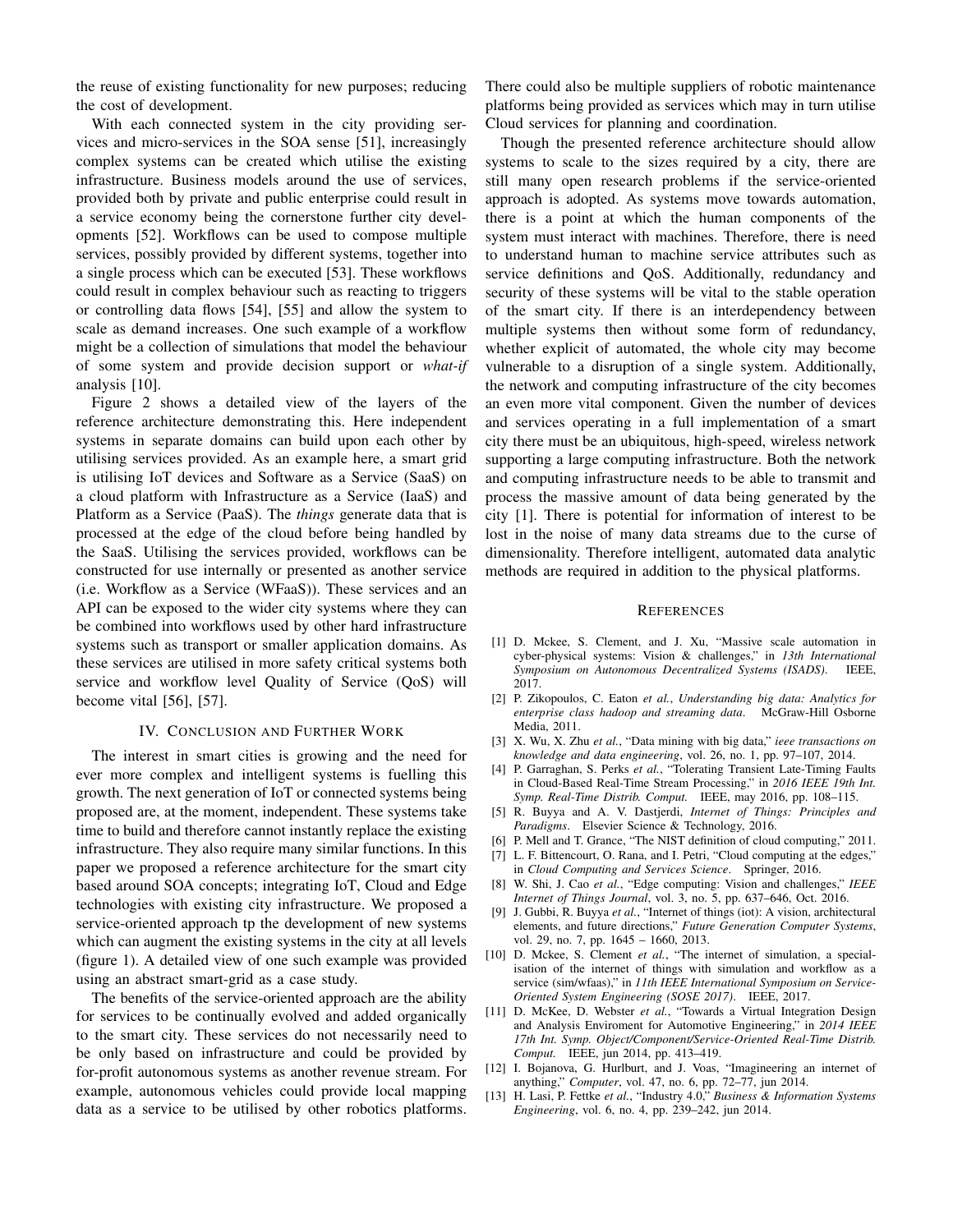the reuse of existing functionality for new purposes; reducing the cost of development.

With each connected system in the city providing services and micro-services in the SOA sense [51], increasingly complex systems can be created which utilise the existing infrastructure. Business models around the use of services, provided both by private and public enterprise could result in a service economy being the cornerstone further city developments [52]. Workflows can be used to compose multiple services, possibly provided by different systems, together into a single process which can be executed [53]. These workflows could result in complex behaviour such as reacting to triggers or controlling data flows [54], [55] and allow the system to scale as demand increases. One such example of a workflow might be a collection of simulations that model the behaviour of some system and provide decision support or *what-if* analysis [10].

Figure 2 shows a detailed view of the layers of the reference architecture demonstrating this. Here independent systems in separate domains can build upon each other by utilising services provided. As an example here, a smart grid is utilising IoT devices and Software as a Service (SaaS) on a cloud platform with Infrastructure as a Service (IaaS) and Platform as a Service (PaaS). The *things* generate data that is processed at the edge of the cloud before being handled by the SaaS. Utilising the services provided, workflows can be constructed for use internally or presented as another service (i.e. Workflow as a Service (WFaaS)). These services and an API can be exposed to the wider city systems where they can be combined into workflows used by other hard infrastructure systems such as transport or smaller application domains. As these services are utilised in more safety critical systems both service and workflow level Quality of Service (QoS) will become vital [56], [57].

## IV. Conclusion and Further Work

The interest in smart cities is growing and the need for ever more complex and intelligent systems is fuelling this growth. The next generation of IoT or connected systems being proposed are, at the moment, independent. These systems take time to build and therefore cannot instantly replace the existing infrastructure. They also require many similar functions. In this paper we proposed a reference architecture for the smart city based around SOA concepts; integrating IoT, Cloud and Edge technologies with existing city infrastructure. We proposed a service-oriented approach tp the development of new systems which can augment the existing systems in the city at all levels (figure 1). A detailed view of one such example was provided using an abstract smart-grid as a case study.

The benefits of the service-oriented approach are the ability for services to be continually evolved and added organically to the smart city. These services do not necessarily need to be only based on infrastructure and could be provided by for-profit autonomous systems as another revenue stream. For example, autonomous vehicles could provide local mapping data as a service to be utilised by other robotics platforms. There could also be multiple suppliers of robotic maintenance platforms being provided as services which may in turn utilise Cloud services for planning and coordination.

Though the presented reference architecture should allow systems to scale to the sizes required by a city, there are still many open research problems if the service-oriented approach is adopted. As systems move towards automation, there is a point at which the human components of the system must interact with machines. Therefore, there is need to understand human to machine service attributes such as service definitions and QoS. Additionally, redundancy and security of these systems will be vital to the stable operation of the smart city. If there is an interdependency between multiple systems then without some form of redundancy, whether explicit of automated, the whole city may become vulnerable to a disruption of a single system. Additionally, the network and computing infrastructure of the city becomes an even more vital component. Given the number of devices and services operating in a full implementation of a smart city there must be an ubiquitous, high-speed, wireless network supporting a large computing infrastructure. Both the network and computing infrastructure needs to be able to transmit and process the massive amount of data being generated by the city [1]. There is potential for information of interest to be lost in the noise of many data streams due to the curse of dimensionality. Therefore intelligent, automated data analytic methods are required in addition to the physical platforms.

## References

[1] D. Mckee, S. Clement, and J. Xu, "Massive scale automation in cyber-physical systems: Vision & challenges," in *13th International Symposium on Autonomous Decentralized Systems (ISADS)*. IEEE, 2017.

[2] P. Zikopoulos, C. Eaton *et al.*, *Understanding big data: Analytics for enterprise class hadoop and streaming data*. McGraw-Hill Osborne Media, 2011.

[3] X. Wu, X. Zhu *et al.*, "Data mining with big data," *ieee transactions on knowledge and data engineering*, vol. 26, no. 1, pp. 97–107, 2014.

[4] P. Garraghan, S. Perks *et al.*, "Tolerating Transient Late-Timing Faults in Cloud-Based Real-Time Stream Processing," in *2016 IEEE 19th Int. Symp. Real-Time Distrib. Comput.* IEEE, may 2016, pp. 108–115.

[5] R. Buyya and A. V. Dastjerdi, *Internet of Things: Principles and Paradigms*. Elsevier Science & Technology, 2016.

[6] P. Mell and T. Grance, "The NIST definition of cloud computing," 2011.

[7] L. F. Bittencourt, O. Rana, and I. Petri, "Cloud computing at the edges," in *Cloud Computing and Services Science*. Springer, 2016.

[8] W. Shi, J. Cao *et al.*, "Edge computing: Vision and challenges," *IEEE Internet of Things Journal*, vol. 3, no. 5, pp. 637–646, Oct. 2016.

[9] J. Gubbi, R. Buyya *et al.*, "Internet of things (iot): A vision, architectural elements, and future directions," *Future Generation Computer Systems*, vol. 29, no. 7, pp. 1645 – 1660, 2013.

[10] D. Mckee, S. Clement *et al.*, "The internet of simulation, a specialisation of the internet of things with simulation and workflow as a service (sim/wfaas)," in *11th IEEE International Symposium on Service-Oriented System Engineering (SOSE 2017)*. IEEE, 2017.

[11] D. McKee, D. Webster *et al.*, "Towards a Virtual Integration Design and Analysis Enviroment for Automotive Engineering," in *2014 IEEE 17th Int. Symp. Object/Component/Service-Oriented Real-Time Distrib. Comput.* IEEE, jun 2014, pp. 413–419.

[12] I. Bojanova, G. Hurlburt, and J. Voas, "Imagineering an internet of anything," *Computer*, vol. 47, no. 6, pp. 72–77, jun 2014.

[13] H. Lasi, P. Fettke *et al.*, "Industry 4.0," *Business & Information Systems Engineering*, vol. 6, no. 4, pp. 239–242, jun 2014.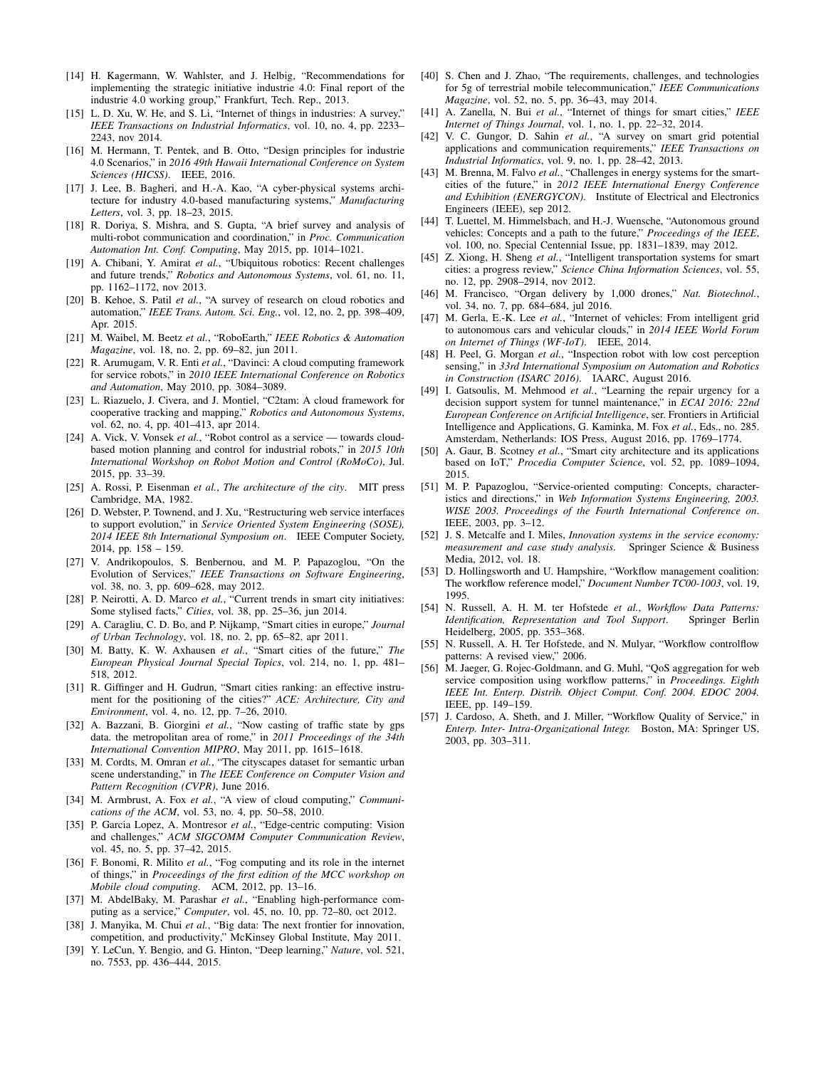[14] H. Kagermann, W. Wahlster, and J. Helbig, "Recommendations for implementing the strategic initiative industrie 4.0: Final report of the industrie 4.0 working group," Frankfurt, Tech. Rep., 2013.

[15] L. D. Xu, W. He, and S. Li, "Internet of things in industries: A survey," *IEEE Transactions on Industrial Informatics*, vol. 10, no. 4, pp. 2233–2243, nov 2014.

[16] M. Hermann, T. Pentek, and B. Otto, "Design principles for industrie 4.0 Scenarios," in *2016 49th Hawaii International Conference on System Sciences (HICSS)*. IEEE, 2016.

[17] J. Lee, B. Bagheri, and H.-A. Kao, "A cyber-physical systems architecture for industry 4.0-based manufacturing systems," *Manufacturing Letters*, vol. 3, pp. 18–23, 2015.

[18] R. Doriya, S. Mishra, and S. Gupta, "A brief survey and analysis of multi-robot communication and coordination," in *Proc. Communication Automation Int. Conf. Computing*, May 2015, pp. 1014–1021.

[19] A. Chibani, Y. Amirat *et al.*, "Ubiquitous robotics: Recent challenges and future trends," *Robotics and Autonomous Systems*, vol. 61, no. 11, pp. 1162–1172, nov 2013.

[20] B. Kehoe, S. Patil *et al.*, "A survey of research on cloud robotics and automation," *IEEE Trans. Autom. Sci. Eng.*, vol. 12, no. 2, pp. 398–409, Apr. 2015.

[21] M. Waibel, M. Beetz *et al.*, "RoboEarth," *IEEE Robotics & Automation Magazine*, vol. 18, no. 2, pp. 69–82, jun 2011.

[22] R. Arumugam, V. R. Enti *et al.*, "Davinci: A cloud computing framework for service robots," in *2010 IEEE International Conference on Robotics and Automation*, May 2010, pp. 3084–3089.

[23] L. Riazuelo, J. Civera, and J. Montiel, "C2tam: A cloud framework for cooperative tracking and mapping," *Robotics and Autonomous Systems*, vol. 62, no. 4, pp. 401–413, apr 2014.

[24] A. Vick, V. Vonsek *et al.*, "Robot control as a service — towards cloud-based motion planning and control for industrial robots," in *2015 10th International Workshop on Robot Motion and Control (RoMoCo)*, Jul. 2015, pp. 33–39.

[25] A. Rossi, P. Eisenman *et al.*, *The architecture of the city*. MIT press Cambridge, MA, 1982.

[26] D. Webster, P. Townend, and J. Xu, "Restructuring web service interfaces to support evolution," in *Service Oriented System Engineering (SOSE), 2014 IEEE 8th International Symposium on*. IEEE Computer Society, 2014, pp. 158 – 159.

[27] V. Andrikopoulos, S. Benbernou, and M. P. Papazoglou, "On the Evolution of Services," *IEEE Transactions on Software Engineering*, vol. 38, no. 3, pp. 609–628, may 2012.

[28] P. Neirotti, A. D. Marco *et al.*, "Current trends in smart city initiatives: Some stylised facts," *Cities*, vol. 38, pp. 25–36, jun 2014.

[29] A. Caragliu, C. D. Bo, and P. Nijkamp, "Smart cities in europe," *Journal of Urban Technology*, vol. 18, no. 2, pp. 65–82, apr 2011.

[30] M. Batty, K. W. Axhausen *et al.*, "Smart cities of the future," *The European Physical Journal Special Topics*, vol. 214, no. 1, pp. 481–518, 2012.

[31] R. Giffinger and H. Gudrun, "Smart cities ranking: an effective instrument for the positioning of the cities?" *ACE: Architecture, City and Environment*, vol. 4, no. 12, pp. 7–26, 2010.

[32] A. Bazzani, B. Giorgini *et al.*, "Now casting of traffic state by gps data. the metropolitan area of rome," in *2011 Proceedings of the 34th International Convention MIPRO*, May 2011, pp. 1615–1618.

[33] M. Cordts, M. Omran *et al.*, "The cityscapes dataset for semantic urban scene understanding," in *The IEEE Conference on Computer Vision and Pattern Recognition (CVPR)*, June 2016.

[34] M. Armbrust, A. Fox *et al.*, "A view of cloud computing," *Communications of the ACM*, vol. 53, no. 4, pp. 50–58, 2010.

[35] P. Garcia Lopez, A. Montresor *et al.*, "Edge-centric computing: Vision and challenges," *ACM SIGCOMM Computer Communication Review*, vol. 45, no. 5, pp. 37–42, 2015.

[36] F. Bonomi, R. Milito *et al.*, "Fog computing and its role in the internet of things," in *Proceedings of the first edition of the MCC workshop on Mobile cloud computing*. ACM, 2012, pp. 13–16.

[37] M. AbdelBaky, M. Parashar *et al.*, "Enabling high-performance computing as a service," *Computer*, vol. 45, no. 10, pp. 72–80, oct 2012.

[38] J. Manyika, M. Chui *et al.*, "Big data: The next frontier for innovation, competition, and productivity," McKinsey Global Institute, May 2011.

[39] Y. LeCun, Y. Bengio, and G. Hinton, "Deep learning," *Nature*, vol. 521, no. 7553, pp. 436–444, 2015.

[40] S. Chen and J. Zhao, "The requirements, challenges, and technologies for 5g of terrestrial mobile telecommunication," *IEEE Communications Magazine*, vol. 52, no. 5, pp. 36–43, may 2014.

[41] A. Zanella, N. Bui *et al.*, "Internet of things for smart cities," *IEEE Internet of Things Journal*, vol. 1, no. 1, pp. 22–32, 2014.

[42] V. C. Gungor, D. Sahin *et al.*, "A survey on smart grid potential applications and communication requirements," *IEEE Transactions on Industrial Informatics*, vol. 9, no. 1, pp. 28–42, 2013.

[43] M. Brenna, M. Falvo *et al.*, "Challenges in energy systems for the smart-cities of the future," in *2012 IEEE International Energy Conference and Exhibition (ENERGYCON)*. Institute of Electrical and Electronics Engineers (IEEE), sep 2012.

[44] T. Luettel, M. Himmelsbach, and H.-J. Wuensche, "Autonomous ground vehicles: Concepts and a path to the future," *Proceedings of the IEEE*, vol. 100, no. Special Centennial Issue, pp. 1831–1839, may 2012.

[45] Z. Xiong, H. Sheng *et al.*, "Intelligent transportation systems for smart cities: a progress review," *Science China Information Sciences*, vol. 55, no. 12, pp. 2908–2914, nov 2012.

[46] M. Francisco, "Organ delivery by 1,000 drones," *Nat. Biotechnol.*, vol. 34, no. 7, pp. 684–684, jul 2016.

[47] M. Gerla, E.-K. Lee *et al.*, "Internet of vehicles: From intelligent grid to autonomous cars and vehicular clouds," in *2014 IEEE World Forum on Internet of Things (WF-IoT)*. IEEE, 2014.

[48] H. Peel, G. Morgan *et al.*, "Inspection robot with low cost perception sensing," in *33rd International Symposium on Automation and Robotics in Construction (ISARC 2016)*. IAARC, August 2016.

[49] I. Gatsoulis, M. Mehmood *et al.*, "Learning the repair urgency for a decision support system for tunnel maintenance," in *ECAI 2016: 22nd European Conference on Artificial Intelligence*, ser. Frontiers in Artificial Intelligence and Applications, G. Kaminka, M. Fox *et al.*, Eds., no. 285. Amsterdam, Netherlands: IOS Press, August 2016, pp. 1769–1774.

[50] A. Gaur, B. Scotney *et al.*, "Smart city architecture and its applications based on IoT," *Procedia Computer Science*, vol. 52, pp. 1089–1094, 2015.

[51] M. P. Papazoglou, "Service-oriented computing: Concepts, characteristics and directions," in *Web Information Systems Engineering, 2003. WISE 2003. Proceedings of the Fourth International Conference on*. IEEE, 2003, pp. 3–12.

[52] J. S. Metcalfe and I. Miles, *Innovation systems in the service economy: measurement and case study analysis*. Springer Science & Business Media, 2012, vol. 18.

[53] D. Hollingsworth and U. Hampshire, "Workflow management coalition: The workflow reference model," *Document Number TC00-1003*, vol. 19, 1995.

[54] N. Russell, A. H. M. ter Hofstede *et al.*, *Workflow Data Patterns: Identification, Representation and Tool Support*. Springer Berlin Heidelberg, 2005, pp. 353–368.

[55] N. Russell, A. H. Ter Hofstede, and N. Mulyar, "Workflow controlflow patterns: A revised view," 2006.

[56] M. Jaeger, G. Rojec-Goldmann, and G. Muhl, "QoS aggregation for web service composition using workflow patterns," in *Proceedings. Eighth IEEE Int. Enterp. Distrib. Object Comput. Conf. 2004. EDOC 2004.* IEEE, pp. 149–159.

[57] J. Cardoso, A. Sheth, and J. Miller, "Workflow Quality of Service," in *Enterp. Inter- Intra-Organizational Integr.* Boston, MA: Springer US, 2003, pp. 303–311.